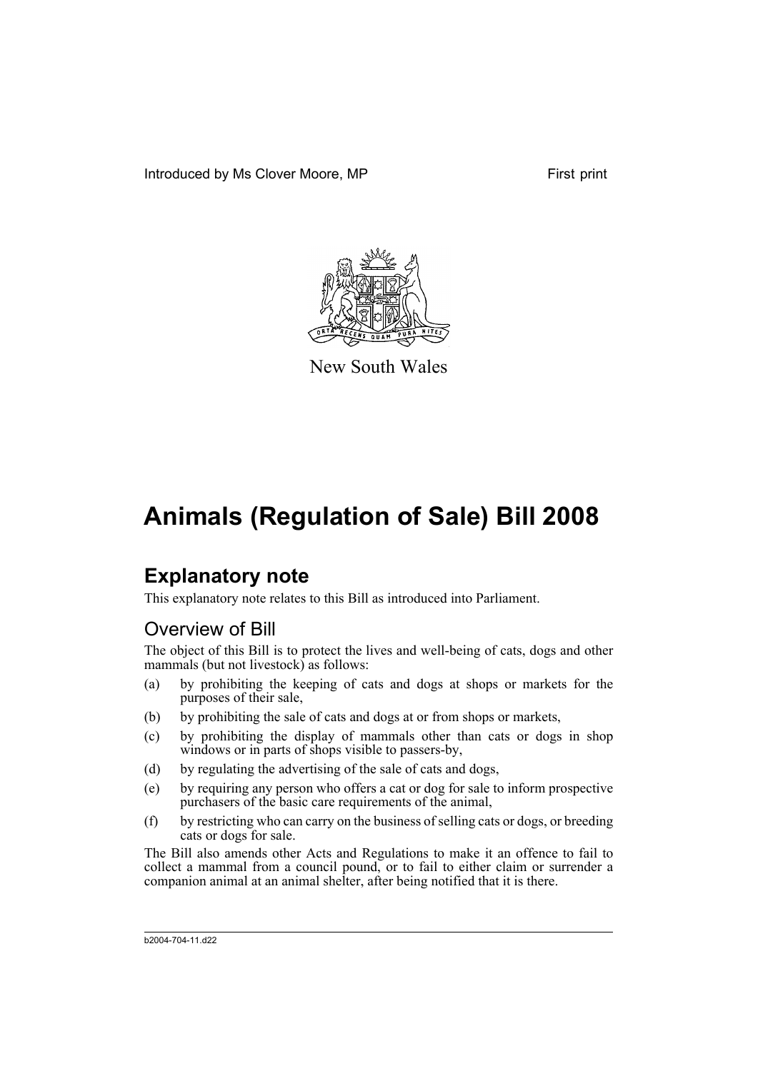Introduced by Ms Clover Moore, MP

First print

New South Wales

# Animals (Regulation of Sale) Bill 2008

## Explanatory note

This explanatory note relates to this Bill as introduced into Parliament.

### Overview of Bill

The object of this Bill is to protect the lives and well-being of cats, dogs and other mammals (but not livestock) as follows:

(a) by prohibiting the keeping of cats and dogs at shops or markets for the purposes of their sale,

(b) by prohibiting the sale of cats and dogs at or from shops or markets,

(c) by prohibiting the display of mammals other than cats or dogs in shop windows or in parts of shops visible to passers-by,

(d) by regulating the advertising of the sale of cats and dogs,

(e) by requiring any person who offers a cat or dog for sale to inform prospective purchasers of the basic care requirements of the animal,

(f) by restricting who can carry on the business of selling cats or dogs, or breeding cats or dogs for sale.

The Bill also amends other Acts and Regulations to make it an offence to fail to collect a mammal from a council pound, or to fail to either claim or surrender a companion animal at an animal shelter, after being notified that it is there.

b2004-704-11.d22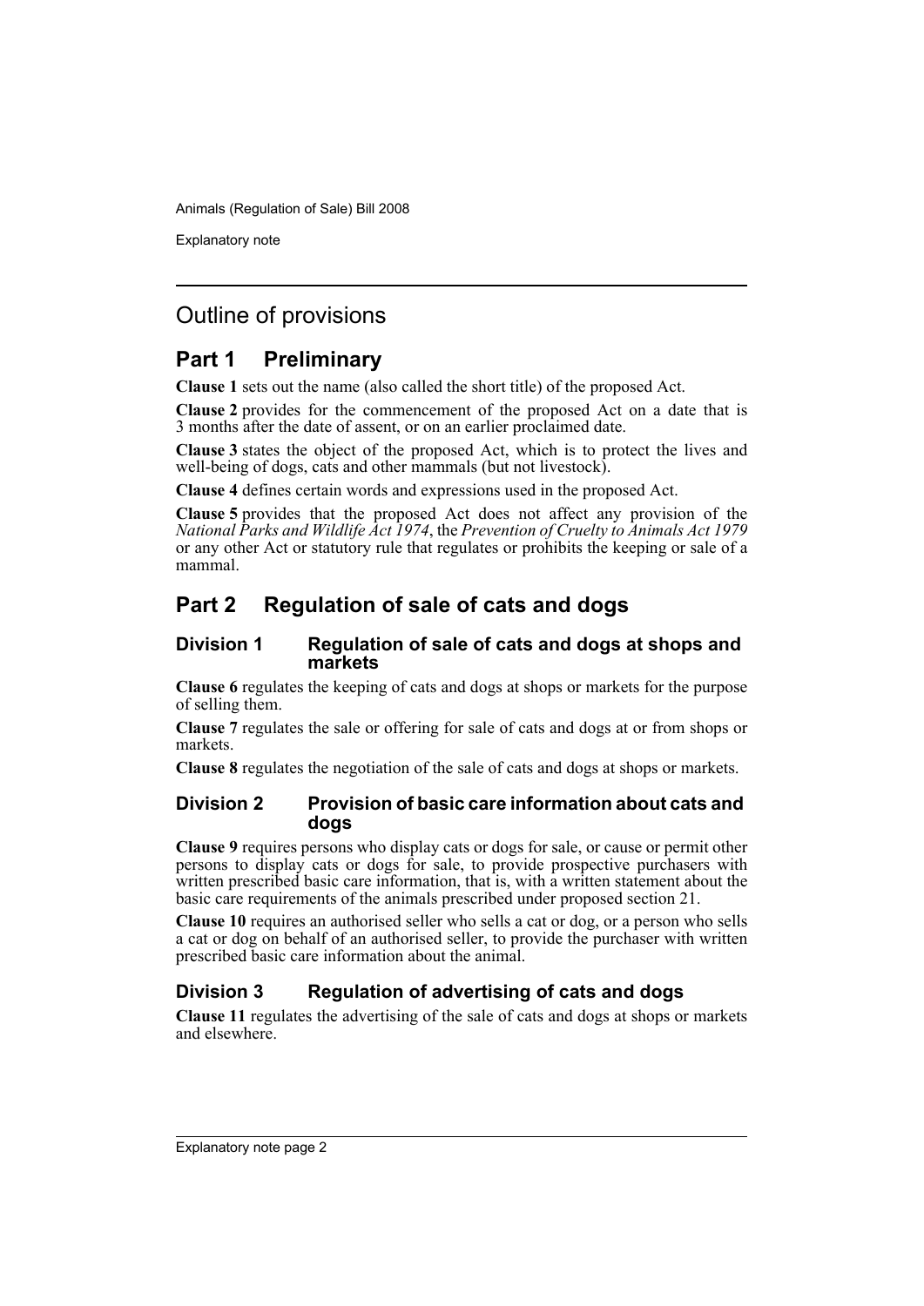# Outline of provisions

## Part 1 Preliminary

**Clause 1** sets out the name (also called the short title) of the proposed Act.

**Clause 2** provides for the commencement of the proposed Act on a date that is 3 months after the date of assent, or on an earlier proclaimed date.

**Clause 3** states the object of the proposed Act, which is to protect the lives and well-being of dogs, cats and other mammals (but not livestock).

**Clause 4** defines certain words and expressions used in the proposed Act.

**Clause 5** provides that the proposed Act does not affect any provision of the *National Parks and Wildlife Act 1974*, the *Prevention of Cruelty to Animals Act 1979* or any other Act or statutory rule that regulates or prohibits the keeping or sale of a mammal.

## Part 2 Regulation of sale of cats and dogs

### Division 1 Regulation of sale of cats and dogs at shops and markets

**Clause 6** regulates the keeping of cats and dogs at shops or markets for the purpose of selling them.

**Clause 7** regulates the sale or offering for sale of cats and dogs at or from shops or markets.

**Clause 8** regulates the negotiation of the sale of cats and dogs at shops or markets.

### Division 2 Provision of basic care information about cats and dogs

**Clause 9** requires persons who display cats or dogs for sale, or cause or permit other persons to display cats or dogs for sale, to provide prospective purchasers with written prescribed basic care information, that is, with a written statement about the basic care requirements of the animals prescribed under proposed section 21.

**Clause 10** requires an authorised seller who sells a cat or dog, or a person who sells a cat or dog on behalf of an authorised seller, to provide the purchaser with written prescribed basic care information about the animal.

### Division 3 Regulation of advertising of cats and dogs

**Clause 11** regulates the advertising of the sale of cats and dogs at shops or markets and elsewhere.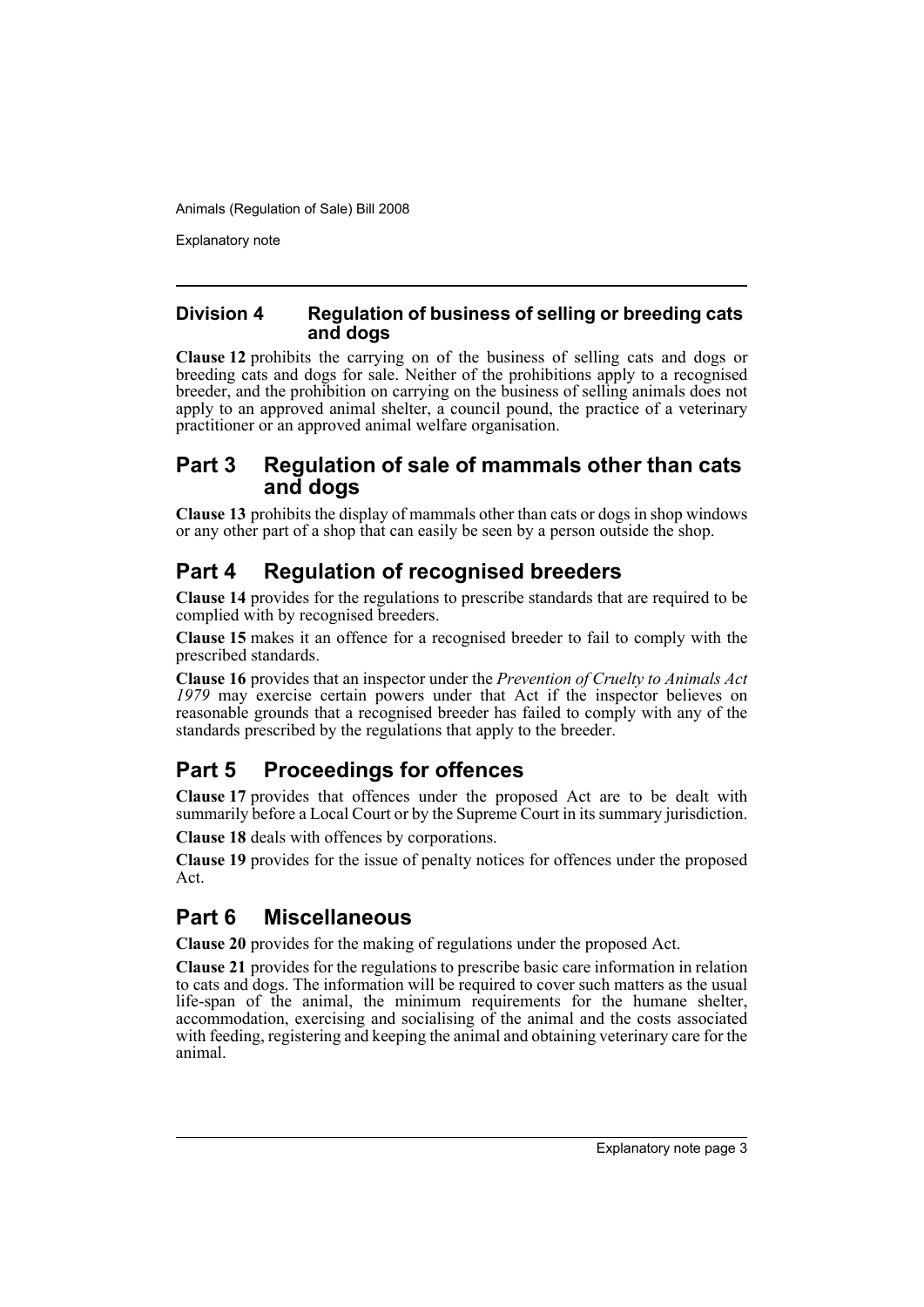### Division 4 Regulation of business of selling or breeding cats and dogs

**Clause 12** prohibits the carrying on of the business of selling cats and dogs or breeding cats and dogs for sale. Neither of the prohibitions apply to a recognised breeder, and the prohibition on carrying on the business of selling animals does not apply to an approved animal shelter, a council pound, the practice of a veterinary practitioner or an approved animal welfare organisation.

## Part 3 Regulation of sale of mammals other than cats and dogs

**Clause 13** prohibits the display of mammals other than cats or dogs in shop windows or any other part of a shop that can easily be seen by a person outside the shop.

## Part 4 Regulation of recognised breeders

**Clause 14** provides for the regulations to prescribe standards that are required to be complied with by recognised breeders.

**Clause 15** makes it an offence for a recognised breeder to fail to comply with the prescribed standards.

**Clause 16** provides that an inspector under the *Prevention of Cruelty to Animals Act 1979* may exercise certain powers under that Act if the inspector believes on reasonable grounds that a recognised breeder has failed to comply with any of the standards prescribed by the regulations that apply to the breeder.

## Part 5 Proceedings for offences

**Clause 17** provides that offences under the proposed Act are to be dealt with summarily before a Local Court or by the Supreme Court in its summary jurisdiction.

**Clause 18** deals with offences by corporations.

**Clause 19** provides for the issue of penalty notices for offences under the proposed Act.

## Part 6 Miscellaneous

**Clause 20** provides for the making of regulations under the proposed Act.

**Clause 21** provides for the regulations to prescribe basic care information in relation to cats and dogs. The information will be required to cover such matters as the usual life-span of the animal, the minimum requirements for the humane shelter, accommodation, exercising and socialising of the animal and the costs associated with feeding, registering and keeping the animal and obtaining veterinary care for the animal.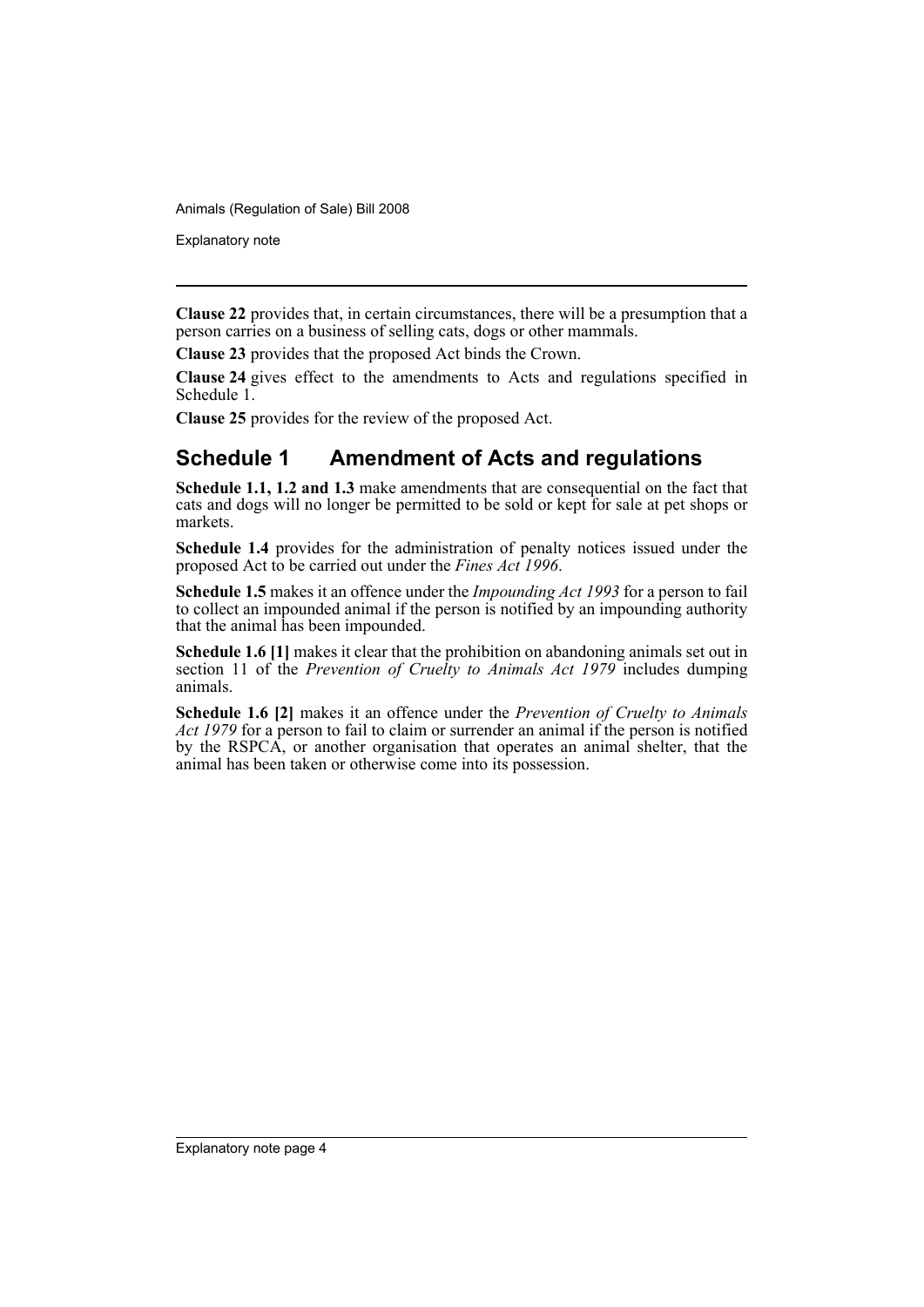**Clause 22** provides that, in certain circumstances, there will be a presumption that a person carries on a business of selling cats, dogs or other mammals.

**Clause 23** provides that the proposed Act binds the Crown.

**Clause 24** gives effect to the amendments to Acts and regulations specified in Schedule 1.

**Clause 25** provides for the review of the proposed Act.

## Schedule 1 Amendment of Acts and regulations

**Schedule 1.1, 1.2 and 1.3** make amendments that are consequential on the fact that cats and dogs will no longer be permitted to be sold or kept for sale at pet shops or markets.

**Schedule 1.4** provides for the administration of penalty notices issued under the proposed Act to be carried out under the *Fines Act 1996*.

**Schedule 1.5** makes it an offence under the *Impounding Act 1993* for a person to fail to collect an impounded animal if the person is notified by an impounding authority that the animal has been impounded.

**Schedule 1.6 [1]** makes it clear that the prohibition on abandoning animals set out in section 11 of the *Prevention of Cruelty to Animals Act 1979* includes dumping animals.

**Schedule 1.6 [2]** makes it an offence under the *Prevention of Cruelty to Animals Act 1979* for a person to fail to claim or surrender an animal if the person is notified by the RSPCA, or another organisation that operates an animal shelter, that the animal has been taken or otherwise come into its possession.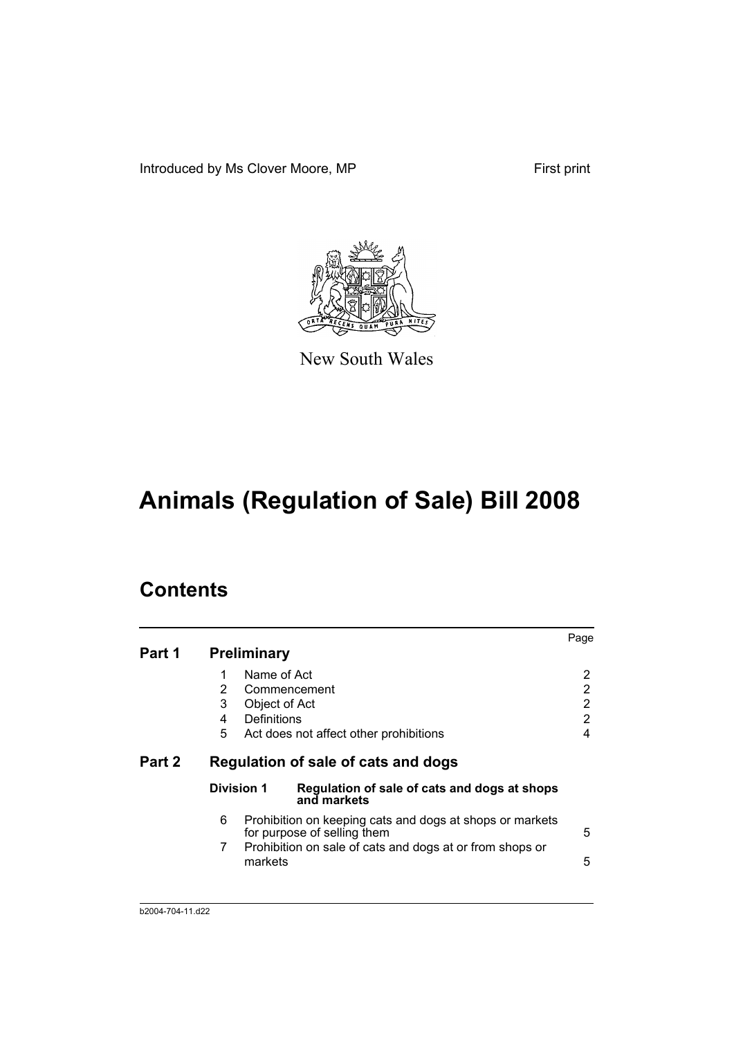Introduced by Ms Clover Moore, MP

First print

New South Wales

# Animals (Regulation of Sale) Bill 2008

## Contents

| | | | Page |
|---|---|---|---|
| **Part 1** | **Preliminary** | | |
| | 1 | Name of Act | 2 |
| | 2 | Commencement | 2 |
| | 3 | Object of Act | 2 |
| | 4 | Definitions | 2 |
| | 5 | Act does not affect other prohibitions | 4 |
| **Part 2** | **Regulation of sale of cats and dogs** | | |
| | **Division 1** | **Regulation of sale of cats and dogs at shops and markets** | |
| | 6 | Prohibition on keeping cats and dogs at shops or markets for purpose of selling them | 5 |
| | 7 | Prohibition on sale of cats and dogs at or from shops or markets | 5 |

b2004-704-11.d22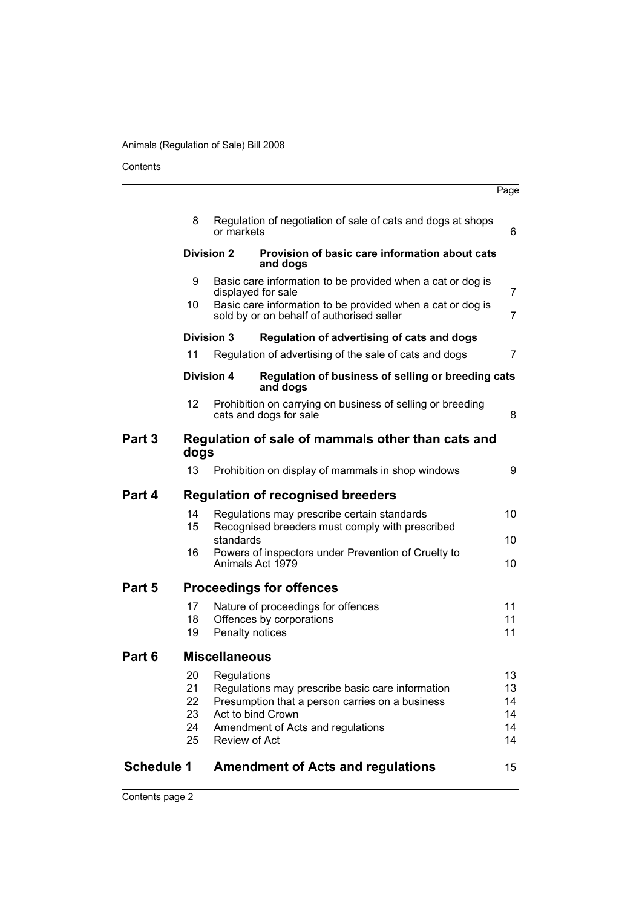| | | | Page |
|---|---|---|---|
| | 8 | Regulation of negotiation of sale of cats and dogs at shops or markets | 6 |
| | **Division 2** | **Provision of basic care information about cats and dogs** | |
| | 9 | Basic care information to be provided when a cat or dog is displayed for sale | 7 |
| | 10 | Basic care information to be provided when a cat or dog is sold by or on behalf of authorised seller | 7 |
| | **Division 3** | **Regulation of advertising of cats and dogs** | |
| | 11 | Regulation of advertising of the sale of cats and dogs | 7 |
| | **Division 4** | **Regulation of business of selling or breeding cats and dogs** | |
| | 12 | Prohibition on carrying on business of selling or breeding cats and dogs for sale | 8 |
| **Part 3** | **Regulation of sale of mammals other than cats and dogs** | | |
| | 13 | Prohibition on display of mammals in shop windows | 9 |
| **Part 4** | **Regulation of recognised breeders** | | |
| | 14 | Regulations may prescribe certain standards | 10 |
| | 15 | Recognised breeders must comply with prescribed standards | 10 |
| | 16 | Powers of inspectors under Prevention of Cruelty to Animals Act 1979 | 10 |
| **Part 5** | **Proceedings for offences** | | |
| | 17 | Nature of proceedings for offences | 11 |
| | 18 | Offences by corporations | 11 |
| | 19 | Penalty notices | 11 |
| **Part 6** | **Miscellaneous** | | |
| | 20 | Regulations | 13 |
| | 21 | Regulations may prescribe basic care information | 13 |
| | 22 | Presumption that a person carries on a business | 14 |
| | 23 | Act to bind Crown | 14 |
| | 24 | Amendment of Acts and regulations | 14 |
| | 25 | Review of Act | 14 |
| **Schedule 1** | **Amendment of Acts and regulations** | | 15 |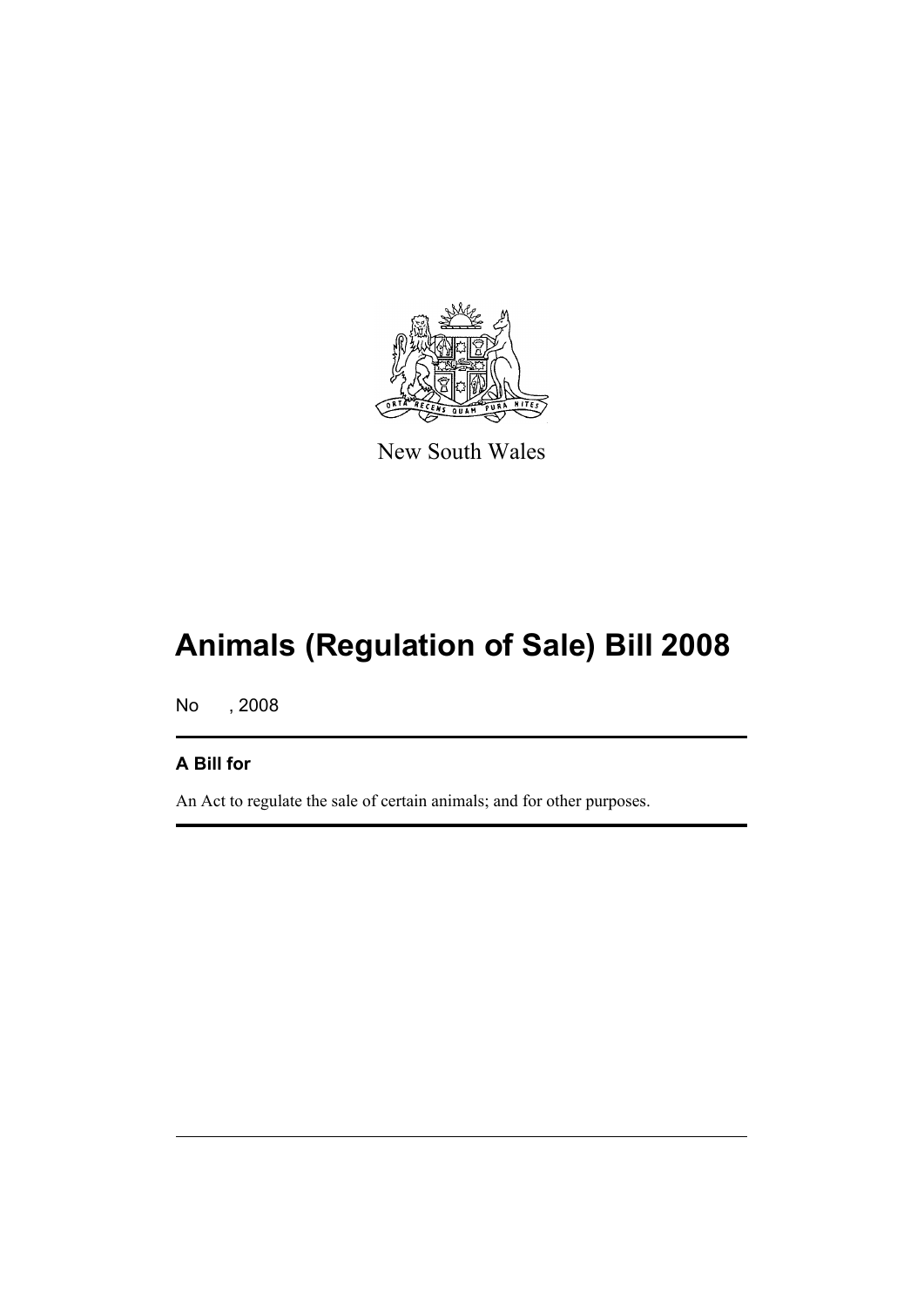New South Wales

# Animals (Regulation of Sale) Bill 2008

No , 2008

## A Bill for

An Act to regulate the sale of certain animals; and for other purposes.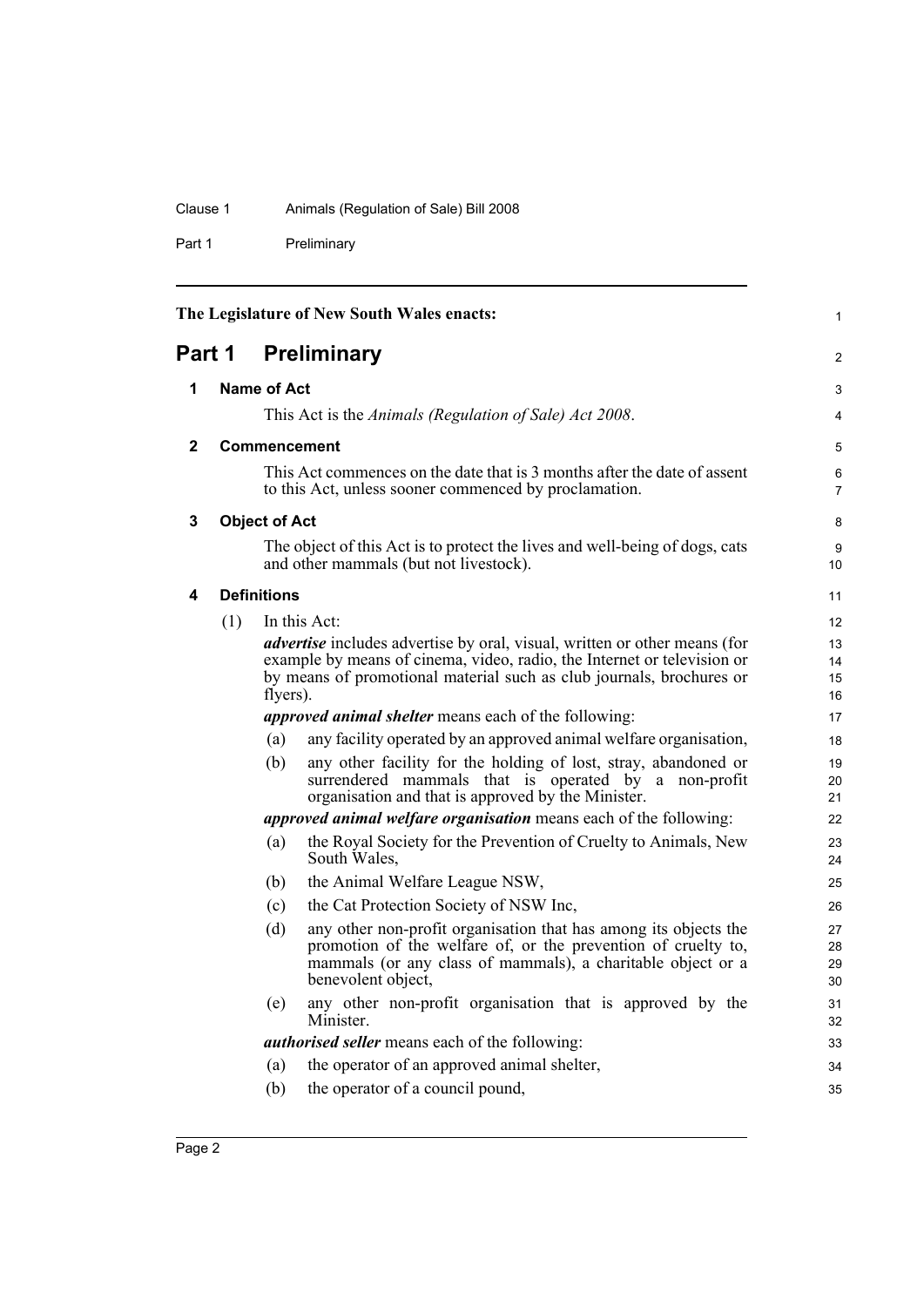The Legislature of New South Wales enacts:

# Part 1 Preliminary

## 1 Name of Act

This Act is the *Animals (Regulation of Sale) Act 2008*.

## 2 Commencement

This Act commences on the date that is 3 months after the date of assent to this Act, unless sooner commenced by proclamation.

## 3 Object of Act

The object of this Act is to protect the lives and well-being of dogs, cats and other mammals (but not livestock).

## 4 Definitions

(1) In this Act:

***advertise*** includes advertise by oral, visual, written or other means (for example by means of cinema, video, radio, the Internet or television or by means of promotional material such as club journals, brochures or flyers).

***approved animal shelter*** means each of the following:

- (a) any facility operated by an approved animal welfare organisation,
- (b) any other facility for the holding of lost, stray, abandoned or surrendered mammals that is operated by a non-profit organisation and that is approved by the Minister.

***approved animal welfare organisation*** means each of the following:

- (a) the Royal Society for the Prevention of Cruelty to Animals, New South Wales,
- (b) the Animal Welfare League NSW,
- (c) the Cat Protection Society of NSW Inc,
- (d) any other non-profit organisation that has among its objects the promotion of the welfare of, or the prevention of cruelty to, mammals (or any class of mammals), a charitable object or a benevolent object,
- (e) any other non-profit organisation that is approved by the Minister.

***authorised seller*** means each of the following:

- (a) the operator of an approved animal shelter,
- (b) the operator of a council pound,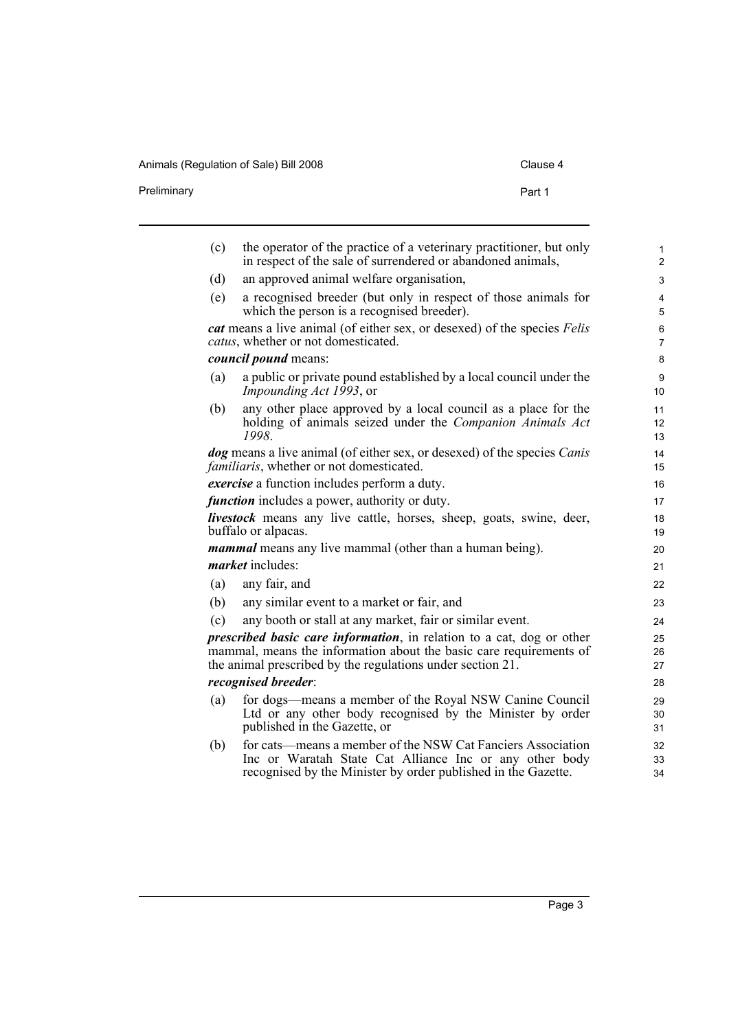(c) the operator of the practice of a veterinary practitioner, but only in respect of the sale of surrendered or abandoned animals,

(d) an approved animal welfare organisation,

(e) a recognised breeder (but only in respect of those animals for which the person is a recognised breeder).

***cat*** means a live animal (of either sex, or desexed) of the species *Felis catus*, whether or not domesticated.

***council pound*** means:

(a) a public or private pound established by a local council under the *Impounding Act 1993*, or

(b) any other place approved by a local council as a place for the holding of animals seized under the *Companion Animals Act 1998*.

***dog*** means a live animal (of either sex, or desexed) of the species *Canis familiaris*, whether or not domesticated.

***exercise*** a function includes perform a duty.

***function*** includes a power, authority or duty.

***livestock*** means any live cattle, horses, sheep, goats, swine, deer, buffalo or alpacas.

***mammal*** means any live mammal (other than a human being).

***market*** includes:

(a) any fair, and

(b) any similar event to a market or fair, and

(c) any booth or stall at any market, fair or similar event.

***prescribed basic care information***, in relation to a cat, dog or other mammal, means the information about the basic care requirements of the animal prescribed by the regulations under section 21.

***recognised breeder***:

(a) for dogs—means a member of the Royal NSW Canine Council Ltd or any other body recognised by the Minister by order published in the Gazette, or

(b) for cats—means a member of the NSW Cat Fanciers Association Inc or Waratah State Cat Alliance Inc or any other body recognised by the Minister by order published in the Gazette.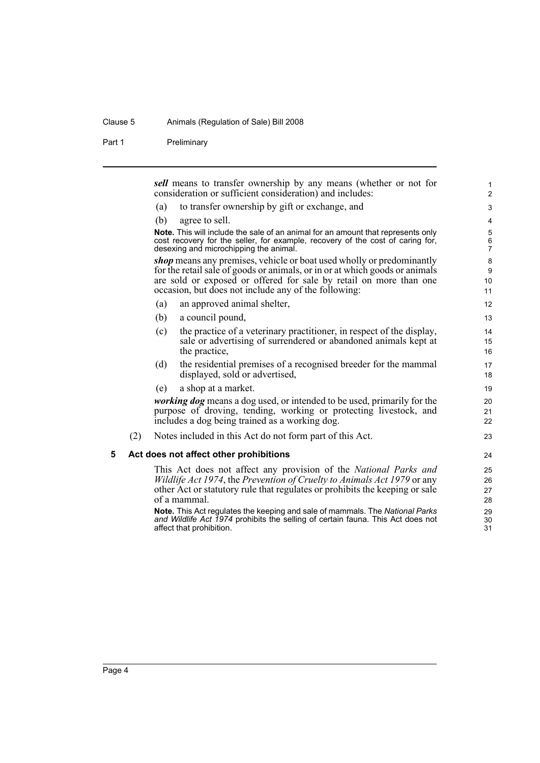***sell*** means to transfer ownership by any means (whether or not for consideration or sufficient consideration) and includes:

(a) to transfer ownership by gift or exchange, and

(b) agree to sell.

**Note.** This will include the sale of an animal for an amount that represents only cost recovery for the seller, for example, recovery of the cost of caring for, desexing and microchipping the animal.

***shop*** means any premises, vehicle or boat used wholly or predominantly for the retail sale of goods or animals, or in or at which goods or animals are sold or exposed or offered for sale by retail on more than one occasion, but does not include any of the following:

(a) an approved animal shelter,

(b) a council pound,

(c) the practice of a veterinary practitioner, in respect of the display, sale or advertising of surrendered or abandoned animals kept at the practice,

(d) the residential premises of a recognised breeder for the mammal displayed, sold or advertised,

(e) a shop at a market.

***working dog*** means a dog used, or intended to be used, primarily for the purpose of droving, tending, working or protecting livestock, and includes a dog being trained as a working dog.

(2) Notes included in this Act do not form part of this Act.

## 5 Act does not affect other prohibitions

This Act does not affect any provision of the *National Parks and Wildlife Act 1974*, the *Prevention of Cruelty to Animals Act 1979* or any other Act or statutory rule that regulates or prohibits the keeping or sale of a mammal.

**Note.** This Act regulates the keeping and sale of mammals. The *National Parks and Wildlife Act 1974* prohibits the selling of certain fauna. This Act does not affect that prohibition.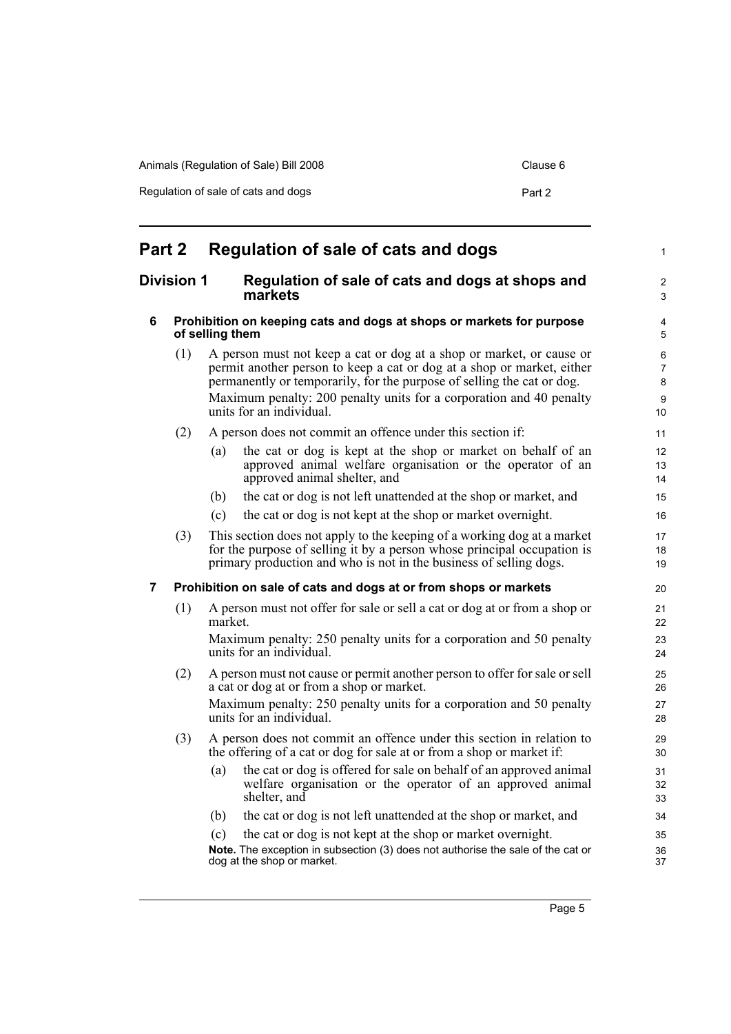# Part 2 Regulation of sale of cats and dogs

## Division 1 Regulation of sale of cats and dogs at shops and markets

### 6 Prohibition on keeping cats and dogs at shops or markets for purpose of selling them

(1) A person must not keep a cat or dog at a shop or market, or cause or permit another person to keep a cat or dog at a shop or market, either permanently or temporarily, for the purpose of selling the cat or dog.

Maximum penalty: 200 penalty units for a corporation and 40 penalty units for an individual.

(2) A person does not commit an offence under this section if:

- (a) the cat or dog is kept at the shop or market on behalf of an approved animal welfare organisation or the operator of an approved animal shelter, and
- (b) the cat or dog is not left unattended at the shop or market, and
- (c) the cat or dog is not kept at the shop or market overnight.

(3) This section does not apply to the keeping of a working dog at a market for the purpose of selling it by a person whose principal occupation is primary production and who is not in the business of selling dogs.

### 7 Prohibition on sale of cats and dogs at or from shops or markets

(1) A person must not offer for sale or sell a cat or dog at or from a shop or market.

Maximum penalty: 250 penalty units for a corporation and 50 penalty units for an individual.

(2) A person must not cause or permit another person to offer for sale or sell a cat or dog at or from a shop or market.

Maximum penalty: 250 penalty units for a corporation and 50 penalty units for an individual.

(3) A person does not commit an offence under this section in relation to the offering of a cat or dog for sale at or from a shop or market if:

- (a) the cat or dog is offered for sale on behalf of an approved animal welfare organisation or the operator of an approved animal shelter, and
- (b) the cat or dog is not left unattended at the shop or market, and
- (c) the cat or dog is not kept at the shop or market overnight.

**Note.** The exception in subsection (3) does not authorise the sale of the cat or dog at the shop or market.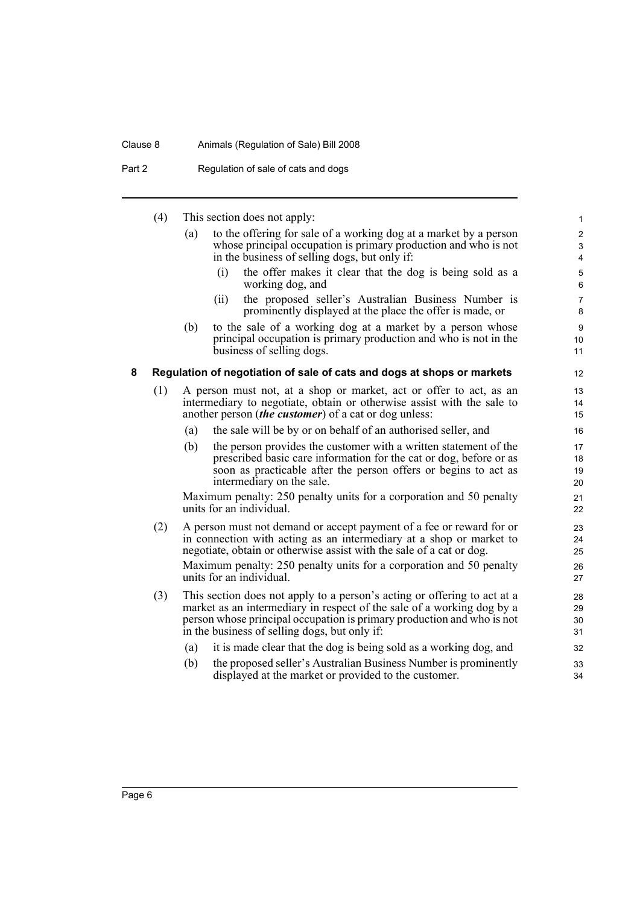(4) This section does not apply:

(a) to the offering for sale of a working dog at a market by a person whose principal occupation is primary production and who is not in the business of selling dogs, but only if:

(i) the offer makes it clear that the dog is being sold as a working dog, and

(ii) the proposed seller's Australian Business Number is prominently displayed at the place the offer is made, or

(b) to the sale of a working dog at a market by a person whose principal occupation is primary production and who is not in the business of selling dogs.

## 8 Regulation of negotiation of sale of cats and dogs at shops or markets

(1) A person must not, at a shop or market, act or offer to act, as an intermediary to negotiate, obtain or otherwise assist with the sale to another person (***the customer***) of a cat or dog unless:

(a) the sale will be by or on behalf of an authorised seller, and

(b) the person provides the customer with a written statement of the prescribed basic care information for the cat or dog, before or as soon as practicable after the person offers or begins to act as intermediary on the sale.

Maximum penalty: 250 penalty units for a corporation and 50 penalty units for an individual.

(2) A person must not demand or accept payment of a fee or reward for or in connection with acting as an intermediary at a shop or market to negotiate, obtain or otherwise assist with the sale of a cat or dog.

Maximum penalty: 250 penalty units for a corporation and 50 penalty units for an individual.

(3) This section does not apply to a person's acting or offering to act at a market as an intermediary in respect of the sale of a working dog by a person whose principal occupation is primary production and who is not in the business of selling dogs, but only if:

(a) it is made clear that the dog is being sold as a working dog, and

(b) the proposed seller's Australian Business Number is prominently displayed at the market or provided to the customer.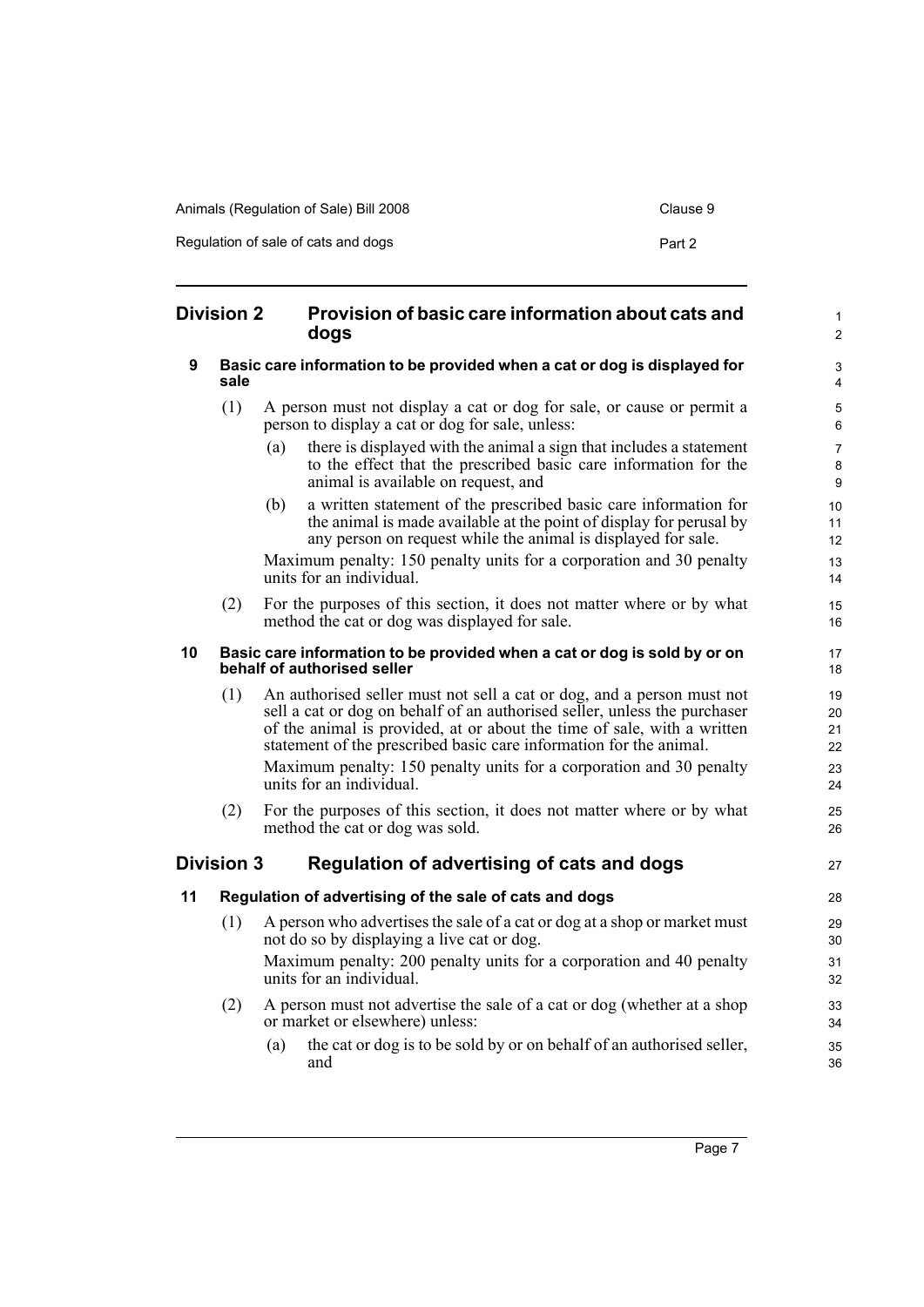## Division 2 Provision of basic care information about cats and dogs

### 9 Basic care information to be provided when a cat or dog is displayed for sale

(1) A person must not display a cat or dog for sale, or cause or permit a person to display a cat or dog for sale, unless:

(a) there is displayed with the animal a sign that includes a statement to the effect that the prescribed basic care information for the animal is available on request, and

(b) a written statement of the prescribed basic care information for the animal is made available at the point of display for perusal by any person on request while the animal is displayed for sale.

Maximum penalty: 150 penalty units for a corporation and 30 penalty units for an individual.

(2) For the purposes of this section, it does not matter where or by what method the cat or dog was displayed for sale.

### 10 Basic care information to be provided when a cat or dog is sold by or on behalf of authorised seller

(1) An authorised seller must not sell a cat or dog, and a person must not sell a cat or dog on behalf of an authorised seller, unless the purchaser of the animal is provided, at or about the time of sale, with a written statement of the prescribed basic care information for the animal.

Maximum penalty: 150 penalty units for a corporation and 30 penalty units for an individual.

(2) For the purposes of this section, it does not matter where or by what method the cat or dog was sold.

## Division 3 Regulation of advertising of cats and dogs

### 11 Regulation of advertising of the sale of cats and dogs

(1) A person who advertises the sale of a cat or dog at a shop or market must not do so by displaying a live cat or dog.

Maximum penalty: 200 penalty units for a corporation and 40 penalty units for an individual.

(2) A person must not advertise the sale of a cat or dog (whether at a shop or market or elsewhere) unless:

(a) the cat or dog is to be sold by or on behalf of an authorised seller, and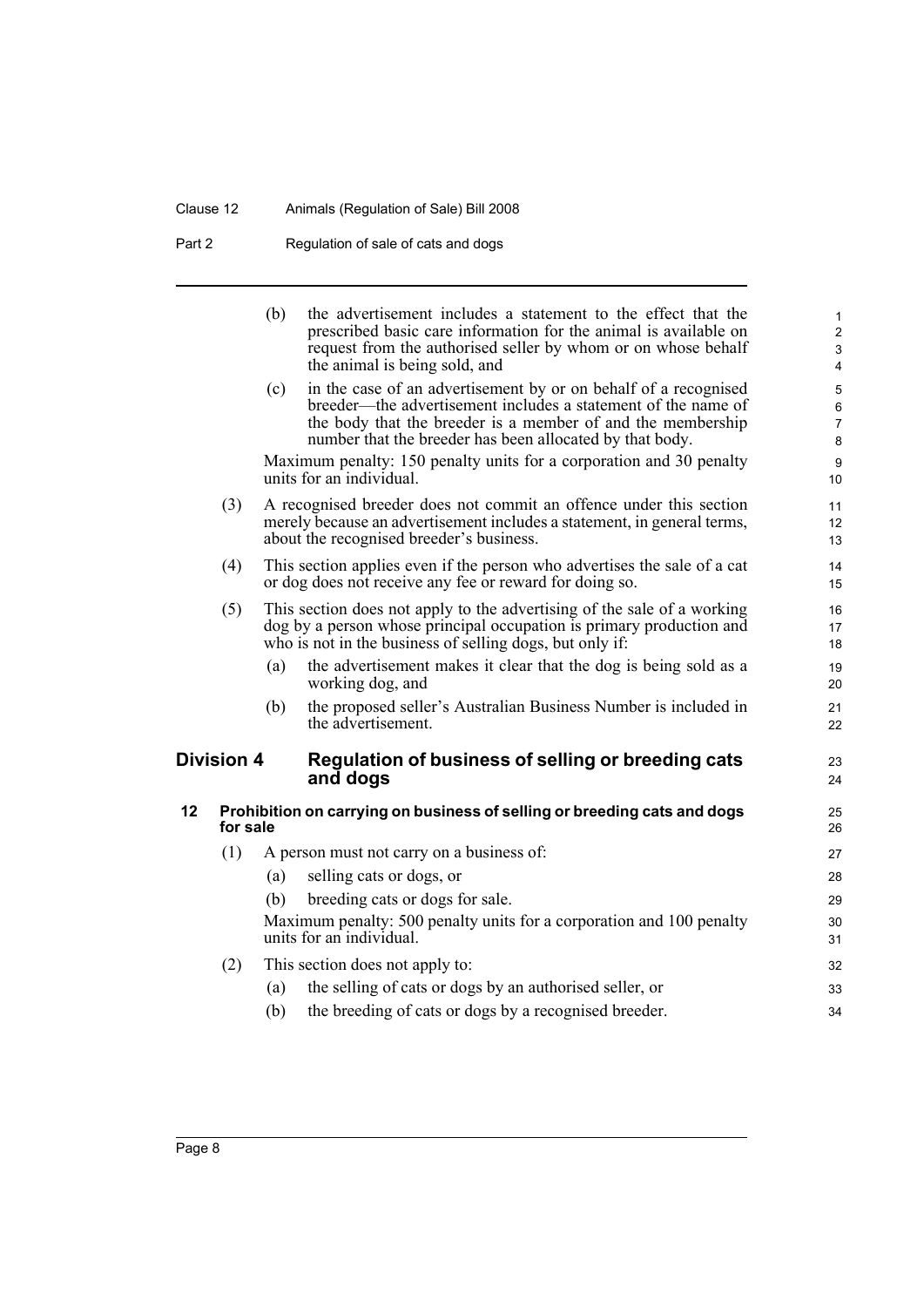(b) the advertisement includes a statement to the effect that the prescribed basic care information for the animal is available on request from the authorised seller by whom or on whose behalf the animal is being sold, and

(c) in the case of an advertisement by or on behalf of a recognised breeder—the advertisement includes a statement of the name of the body that the breeder is a member of and the membership number that the breeder has been allocated by that body.

Maximum penalty: 150 penalty units for a corporation and 30 penalty units for an individual.

(3) A recognised breeder does not commit an offence under this section merely because an advertisement includes a statement, in general terms, about the recognised breeder's business.

(4) This section applies even if the person who advertises the sale of a cat or dog does not receive any fee or reward for doing so.

(5) This section does not apply to the advertising of the sale of a working dog by a person whose principal occupation is primary production and who is not in the business of selling dogs, but only if:

(a) the advertisement makes it clear that the dog is being sold as a working dog, and

(b) the proposed seller's Australian Business Number is included in the advertisement.

## Division 4 Regulation of business of selling or breeding cats and dogs

### 12 Prohibition on carrying on business of selling or breeding cats and dogs for sale

(1) A person must not carry on a business of:

(a) selling cats or dogs, or

(b) breeding cats or dogs for sale.

Maximum penalty: 500 penalty units for a corporation and 100 penalty units for an individual.

(2) This section does not apply to:

(a) the selling of cats or dogs by an authorised seller, or

(b) the breeding of cats or dogs by a recognised breeder.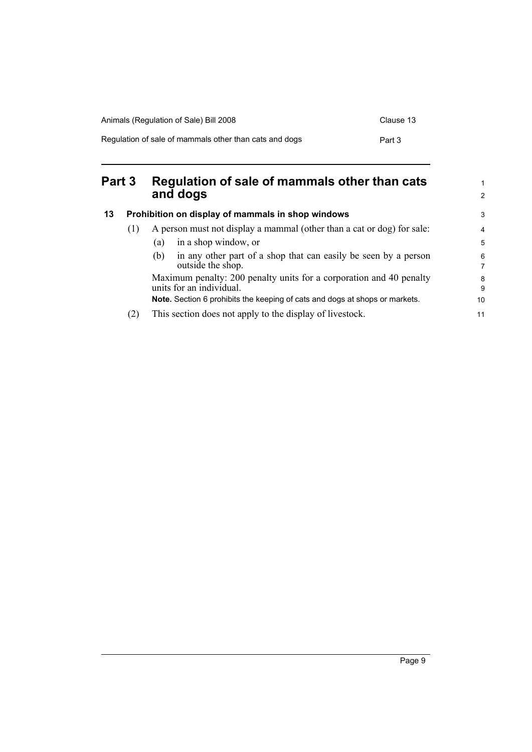## Part 3 Regulation of sale of mammals other than cats and dogs

### 13 Prohibition on display of mammals in shop windows

(1) A person must not display a mammal (other than a cat or dog) for sale:

(a) in a shop window, or

(b) in any other part of a shop that can easily be seen by a person outside the shop.

Maximum penalty: 200 penalty units for a corporation and 40 penalty units for an individual.

**Note.** Section 6 prohibits the keeping of cats and dogs at shops or markets.

(2) This section does not apply to the display of livestock.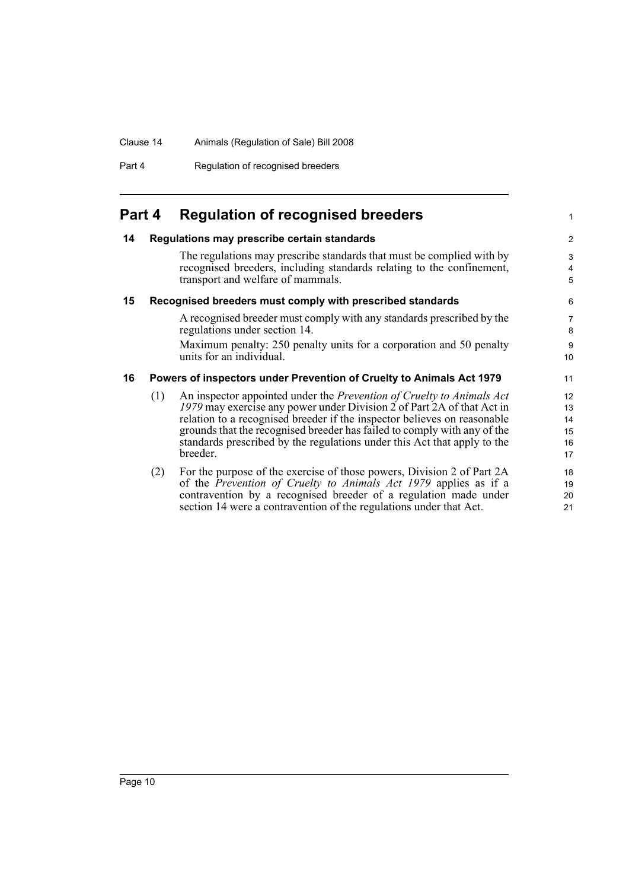# Part 4 Regulation of recognised breeders

## 14 Regulations may prescribe certain standards

The regulations may prescribe standards that must be complied with by recognised breeders, including standards relating to the confinement, transport and welfare of mammals.

## 15 Recognised breeders must comply with prescribed standards

A recognised breeder must comply with any standards prescribed by the regulations under section 14.

Maximum penalty: 250 penalty units for a corporation and 50 penalty units for an individual.

## 16 Powers of inspectors under Prevention of Cruelty to Animals Act 1979

(1) An inspector appointed under the *Prevention of Cruelty to Animals Act 1979* may exercise any power under Division 2 of Part 2A of that Act in relation to a recognised breeder if the inspector believes on reasonable grounds that the recognised breeder has failed to comply with any of the standards prescribed by the regulations under this Act that apply to the breeder.

(2) For the purpose of the exercise of those powers, Division 2 of Part 2A of the *Prevention of Cruelty to Animals Act 1979* applies as if a contravention by a recognised breeder of a regulation made under section 14 were a contravention of the regulations under that Act.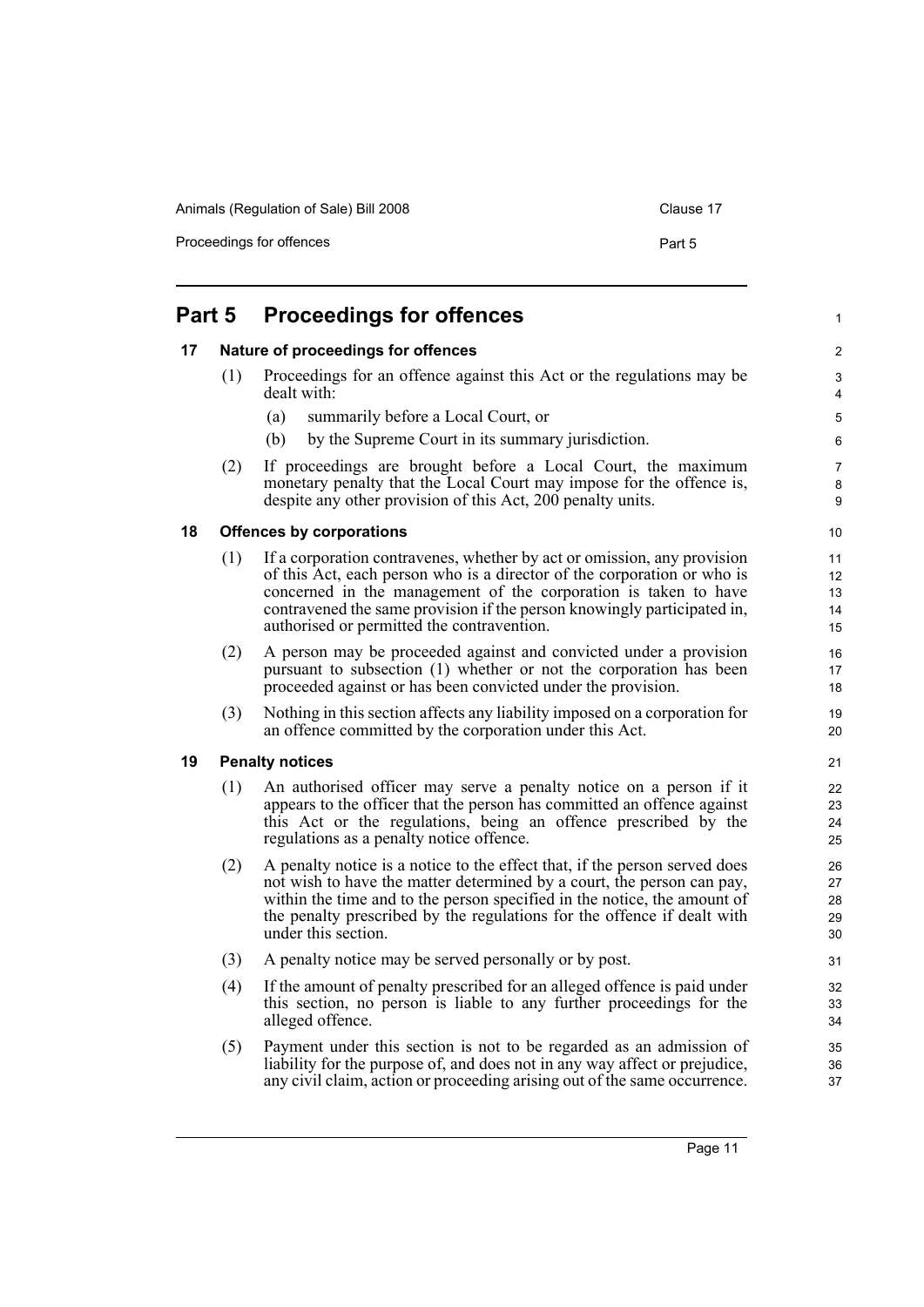# Part 5 Proceedings for offences

## 17 Nature of proceedings for offences

(1) Proceedings for an offence against this Act or the regulations may be dealt with:

- (a) summarily before a Local Court, or
- (b) by the Supreme Court in its summary jurisdiction.

(2) If proceedings are brought before a Local Court, the maximum monetary penalty that the Local Court may impose for the offence is, despite any other provision of this Act, 200 penalty units.

## 18 Offences by corporations

(1) If a corporation contravenes, whether by act or omission, any provision of this Act, each person who is a director of the corporation or who is concerned in the management of the corporation is taken to have contravened the same provision if the person knowingly participated in, authorised or permitted the contravention.

(2) A person may be proceeded against and convicted under a provision pursuant to subsection (1) whether or not the corporation has been proceeded against or has been convicted under the provision.

(3) Nothing in this section affects any liability imposed on a corporation for an offence committed by the corporation under this Act.

## 19 Penalty notices

(1) An authorised officer may serve a penalty notice on a person if it appears to the officer that the person has committed an offence against this Act or the regulations, being an offence prescribed by the regulations as a penalty notice offence.

(2) A penalty notice is a notice to the effect that, if the person served does not wish to have the matter determined by a court, the person can pay, within the time and to the person specified in the notice, the amount of the penalty prescribed by the regulations for the offence if dealt with under this section.

(3) A penalty notice may be served personally or by post.

(4) If the amount of penalty prescribed for an alleged offence is paid under this section, no person is liable to any further proceedings for the alleged offence.

(5) Payment under this section is not to be regarded as an admission of liability for the purpose of, and does not in any way affect or prejudice, any civil claim, action or proceeding arising out of the same occurrence.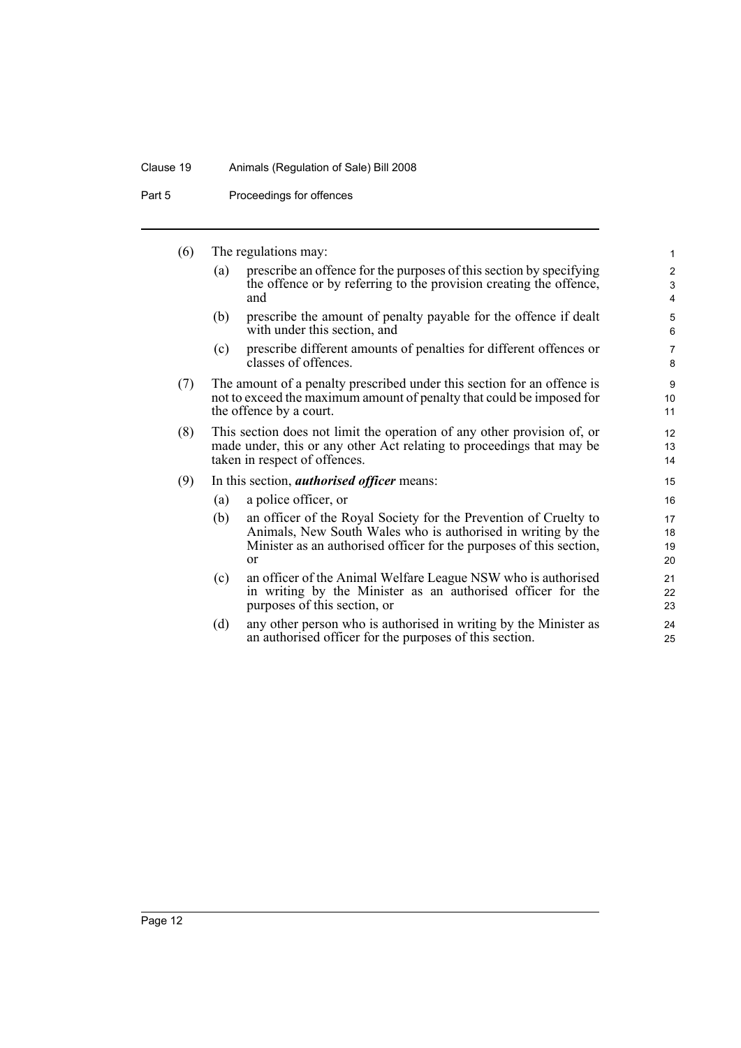(6) The regulations may:

(a) prescribe an offence for the purposes of this section by specifying the offence or by referring to the provision creating the offence, and

(b) prescribe the amount of penalty payable for the offence if dealt with under this section, and

(c) prescribe different amounts of penalties for different offences or classes of offences.

(7) The amount of a penalty prescribed under this section for an offence is not to exceed the maximum amount of penalty that could be imposed for the offence by a court.

(8) This section does not limit the operation of any other provision of, or made under, this or any other Act relating to proceedings that may be taken in respect of offences.

(9) In this section, ***authorised officer*** means:

(a) a police officer, or

(b) an officer of the Royal Society for the Prevention of Cruelty to Animals, New South Wales who is authorised in writing by the Minister as an authorised officer for the purposes of this section, or

(c) an officer of the Animal Welfare League NSW who is authorised in writing by the Minister as an authorised officer for the purposes of this section, or

(d) any other person who is authorised in writing by the Minister as an authorised officer for the purposes of this section.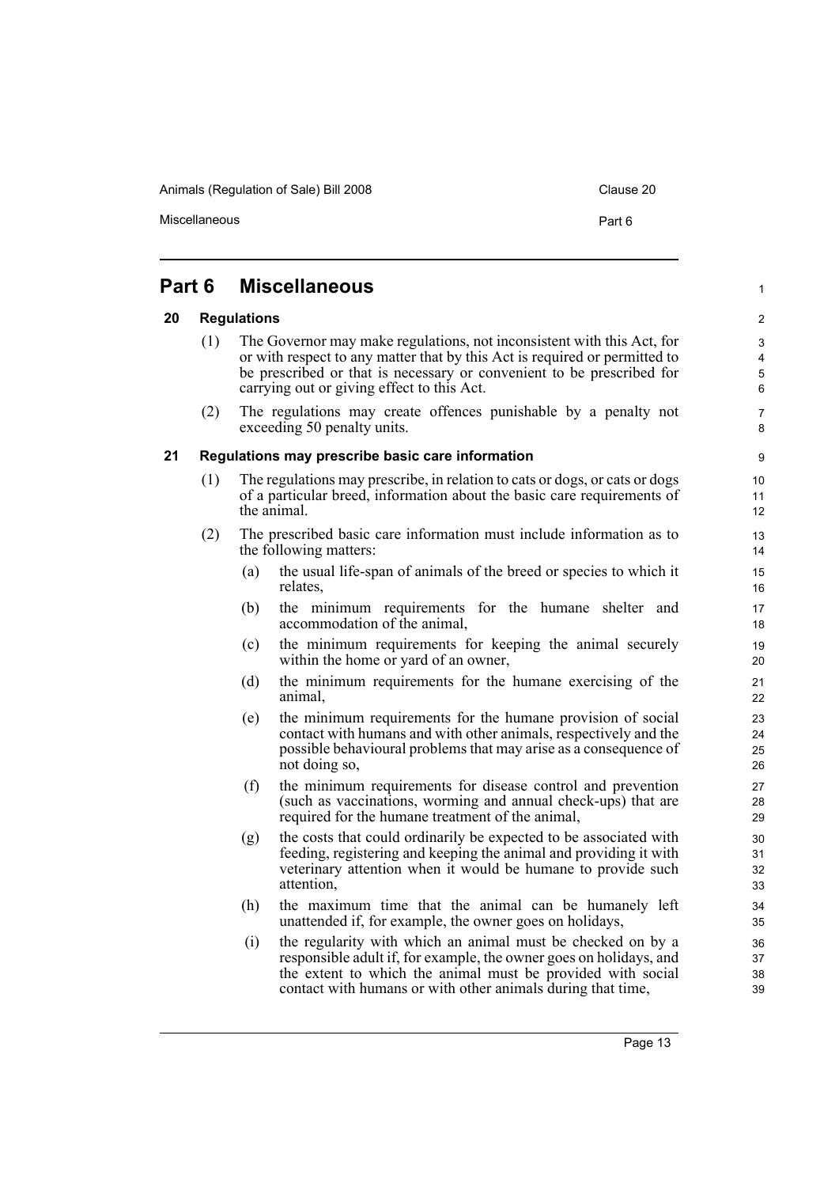# Part 6 Miscellaneous

## 20 Regulations

(1) The Governor may make regulations, not inconsistent with this Act, for or with respect to any matter that by this Act is required or permitted to be prescribed or that is necessary or convenient to be prescribed for carrying out or giving effect to this Act.

(2) The regulations may create offences punishable by a penalty not exceeding 50 penalty units.

## 21 Regulations may prescribe basic care information

(1) The regulations may prescribe, in relation to cats or dogs, or cats or dogs of a particular breed, information about the basic care requirements of the animal.

(2) The prescribed basic care information must include information as to the following matters:

(a) the usual life-span of animals of the breed or species to which it relates,

(b) the minimum requirements for the humane shelter and accommodation of the animal,

(c) the minimum requirements for keeping the animal securely within the home or yard of an owner,

(d) the minimum requirements for the humane exercising of the animal,

(e) the minimum requirements for the humane provision of social contact with humans and with other animals, respectively and the possible behavioural problems that may arise as a consequence of not doing so,

(f) the minimum requirements for disease control and prevention (such as vaccinations, worming and annual check-ups) that are required for the humane treatment of the animal,

(g) the costs that could ordinarily be expected to be associated with feeding, registering and keeping the animal and providing it with veterinary attention when it would be humane to provide such attention,

(h) the maximum time that the animal can be humanely left unattended if, for example, the owner goes on holidays,

(i) the regularity with which an animal must be checked on by a responsible adult if, for example, the owner goes on holidays, and the extent to which the animal must be provided with social contact with humans or with other animals during that time,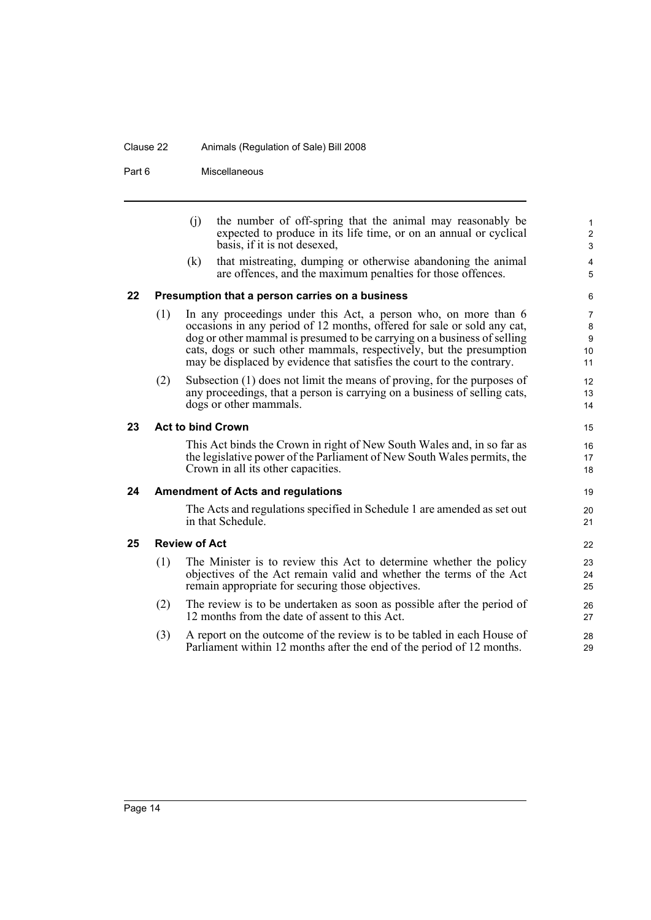(j) the number of off-spring that the animal may reasonably be expected to produce in its life time, or on an annual or cyclical basis, if it is not desexed,

(k) that mistreating, dumping or otherwise abandoning the animal are offences, and the maximum penalties for those offences.

## 22 Presumption that a person carries on a business

(1) In any proceedings under this Act, a person who, on more than 6 occasions in any period of 12 months, offered for sale or sold any cat, dog or other mammal is presumed to be carrying on a business of selling cats, dogs or such other mammals, respectively, but the presumption may be displaced by evidence that satisfies the court to the contrary.

(2) Subsection (1) does not limit the means of proving, for the purposes of any proceedings, that a person is carrying on a business of selling cats, dogs or other mammals.

## 23 Act to bind Crown

This Act binds the Crown in right of New South Wales and, in so far as the legislative power of the Parliament of New South Wales permits, the Crown in all its other capacities.

## 24 Amendment of Acts and regulations

The Acts and regulations specified in Schedule 1 are amended as set out in that Schedule.

## 25 Review of Act

(1) The Minister is to review this Act to determine whether the policy objectives of the Act remain valid and whether the terms of the Act remain appropriate for securing those objectives.

(2) The review is to be undertaken as soon as possible after the period of 12 months from the date of assent to this Act.

(3) A report on the outcome of the review is to be tabled in each House of Parliament within 12 months after the end of the period of 12 months.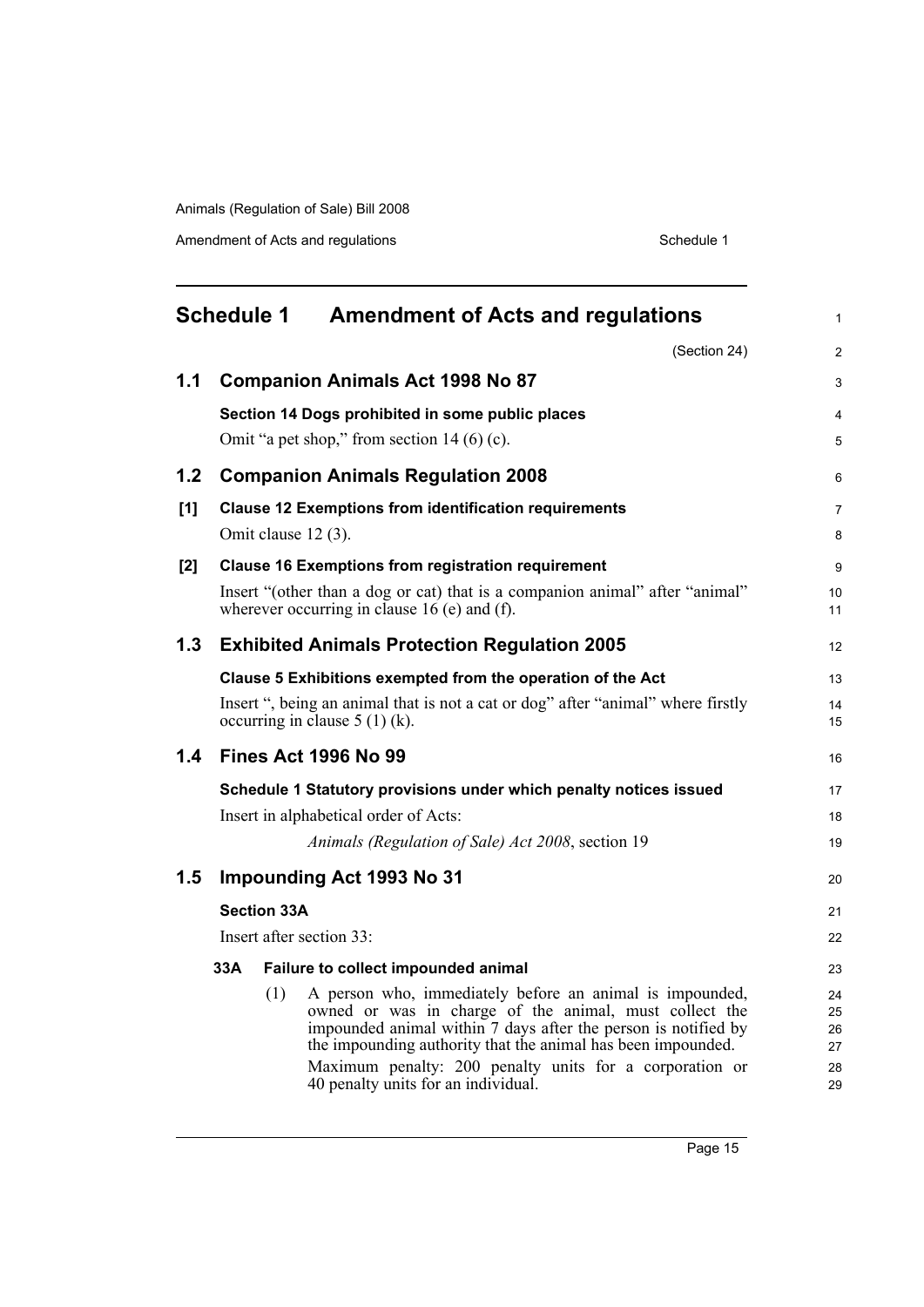# Schedule 1 Amendment of Acts and regulations

(Section 24)

## 1.1 Companion Animals Act 1998 No 87

**Section 14 Dogs prohibited in some public places**

Omit "a pet shop," from section 14 (6) (c).

## 1.2 Companion Animals Regulation 2008

**[1] Clause 12 Exemptions from identification requirements**

Omit clause 12 (3).

**[2] Clause 16 Exemptions from registration requirement**

Insert "(other than a dog or cat) that is a companion animal" after "animal" wherever occurring in clause 16 (e) and (f).

## 1.3 Exhibited Animals Protection Regulation 2005

**Clause 5 Exhibitions exempted from the operation of the Act**

Insert ", being an animal that is not a cat or dog" after "animal" where firstly occurring in clause 5 (1) (k).

## 1.4 Fines Act 1996 No 99

**Schedule 1 Statutory provisions under which penalty notices issued**

Insert in alphabetical order of Acts:

*Animals (Regulation of Sale) Act 2008*, section 19

## 1.5 Impounding Act 1993 No 31

**Section 33A**

Insert after section 33:

**33A Failure to collect impounded animal**

(1) A person who, immediately before an animal is impounded, owned or was in charge of the animal, must collect the impounded animal within 7 days after the person is notified by the impounding authority that the animal has been impounded.

Maximum penalty: 200 penalty units for a corporation or 40 penalty units for an individual.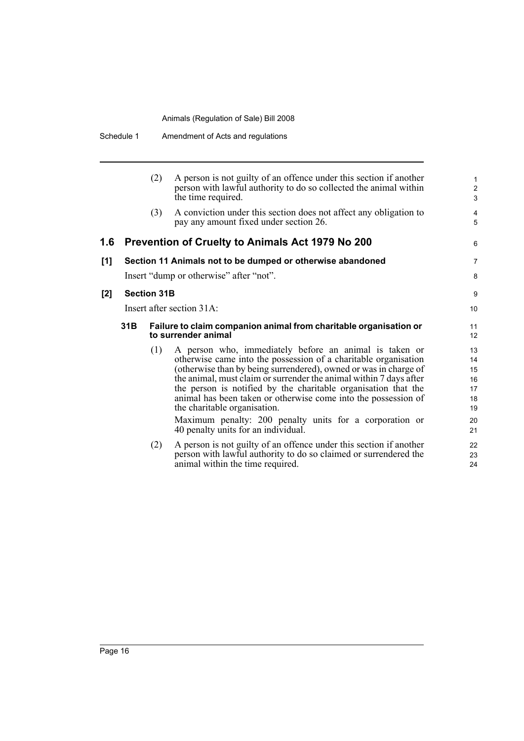(2) A person is not guilty of an offence under this section if another person with lawful authority to do so collected the animal within the time required.

(3) A conviction under this section does not affect any obligation to pay any amount fixed under section 26.

## 1.6 Prevention of Cruelty to Animals Act 1979 No 200

### [1] Section 11 Animals not to be dumped or otherwise abandoned

Insert "dump or otherwise" after "not".

### [2] Section 31B

Insert after section 31A:

#### 31B Failure to claim companion animal from charitable organisation or to surrender animal

(1) A person who, immediately before an animal is taken or otherwise came into the possession of a charitable organisation (otherwise than by being surrendered), owned or was in charge of the animal, must claim or surrender the animal within 7 days after the person is notified by the charitable organisation that the animal has been taken or otherwise come into the possession of the charitable organisation.

Maximum penalty: 200 penalty units for a corporation or 40 penalty units for an individual.

(2) A person is not guilty of an offence under this section if another person with lawful authority to do so claimed or surrendered the animal within the time required.